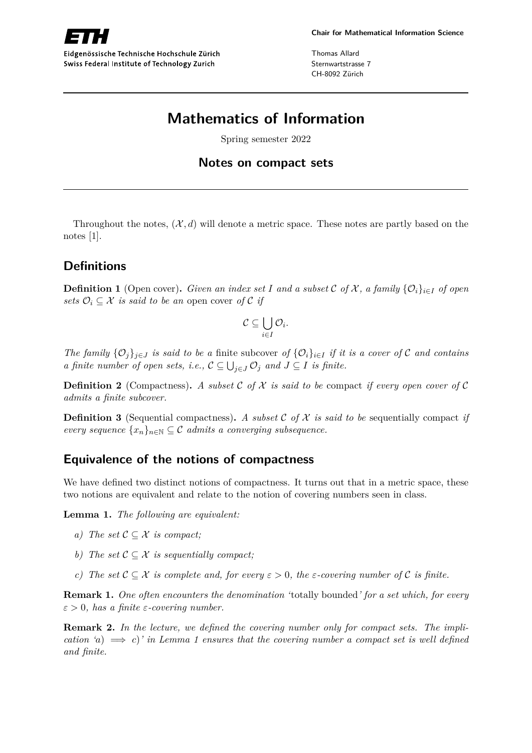Eidgenössische Technische Hochschule Zürich
Swiss Federal Institute of Technology Zurich

**Chair for Mathematical Information Science**

Thomas Allard
Sternwartstrasse 7
CH-8092 Zürich

# Mathematics of Information

Spring semester 2022

## Notes on compact sets

Throughout the notes, $(\mathcal{X}, d)$ will denote a metric space. These notes are partly based on the notes [1].

## Definitions

**Definition 1** (Open cover)**.** *Given an index set $I$ and a subset $\mathcal{C}$ of $\mathcal{X}$, a family $\{\mathcal{O}_i\}_{i\in I}$ of open sets $\mathcal{O}_i \subseteq \mathcal{X}$ is said to be an* open cover *of $\mathcal{C}$ if*

$$\mathcal{C} \subseteq \bigcup_{i\in I} \mathcal{O}_i.$$

*The family $\{\mathcal{O}_j\}_{j\in J}$ is said to be a* finite subcover *of $\{\mathcal{O}_i\}_{i\in I}$ if it is a cover of $\mathcal{C}$ and contains a finite number of open sets, i.e., $\mathcal{C} \subseteq \bigcup_{j\in J} \mathcal{O}_j$ and $J \subseteq I$ is finite.*

**Definition 2** (Compactness)**.** *A subset $\mathcal{C}$ of $\mathcal{X}$ is said to be* compact *if every open cover of $\mathcal{C}$ admits a finite subcover.*

**Definition 3** (Sequential compactness)**.** *A subset $\mathcal{C}$ of $\mathcal{X}$ is said to be* sequentially compact *if every sequence $\{x_n\}_{n\in\mathbb{N}} \subseteq \mathcal{C}$ admits a converging subsequence.*

## Equivalence of the notions of compactness

We have defined two distinct notions of compactness. It turns out that in a metric space, these two notions are equivalent and relate to the notion of covering numbers seen in class.

**Lemma 1.** *The following are equivalent:*

*a) The set $\mathcal{C} \subseteq \mathcal{X}$ is compact;*

*b) The set $\mathcal{C} \subseteq \mathcal{X}$ is sequentially compact;*

*c) The set $\mathcal{C} \subseteq \mathcal{X}$ is complete and, for every $\varepsilon > 0$, the $\varepsilon$-covering number of $\mathcal{C}$ is finite.*

**Remark 1.** *One often encounters the denomination '*totally bounded*' for a set which, for every $\varepsilon > 0$, has a finite $\varepsilon$-covering number.*

**Remark 2.** *In the lecture, we defined the covering number only for compact sets. The implication 'a) $\implies$ c)' in Lemma 1 ensures that the covering number a compact set is well defined and finite.*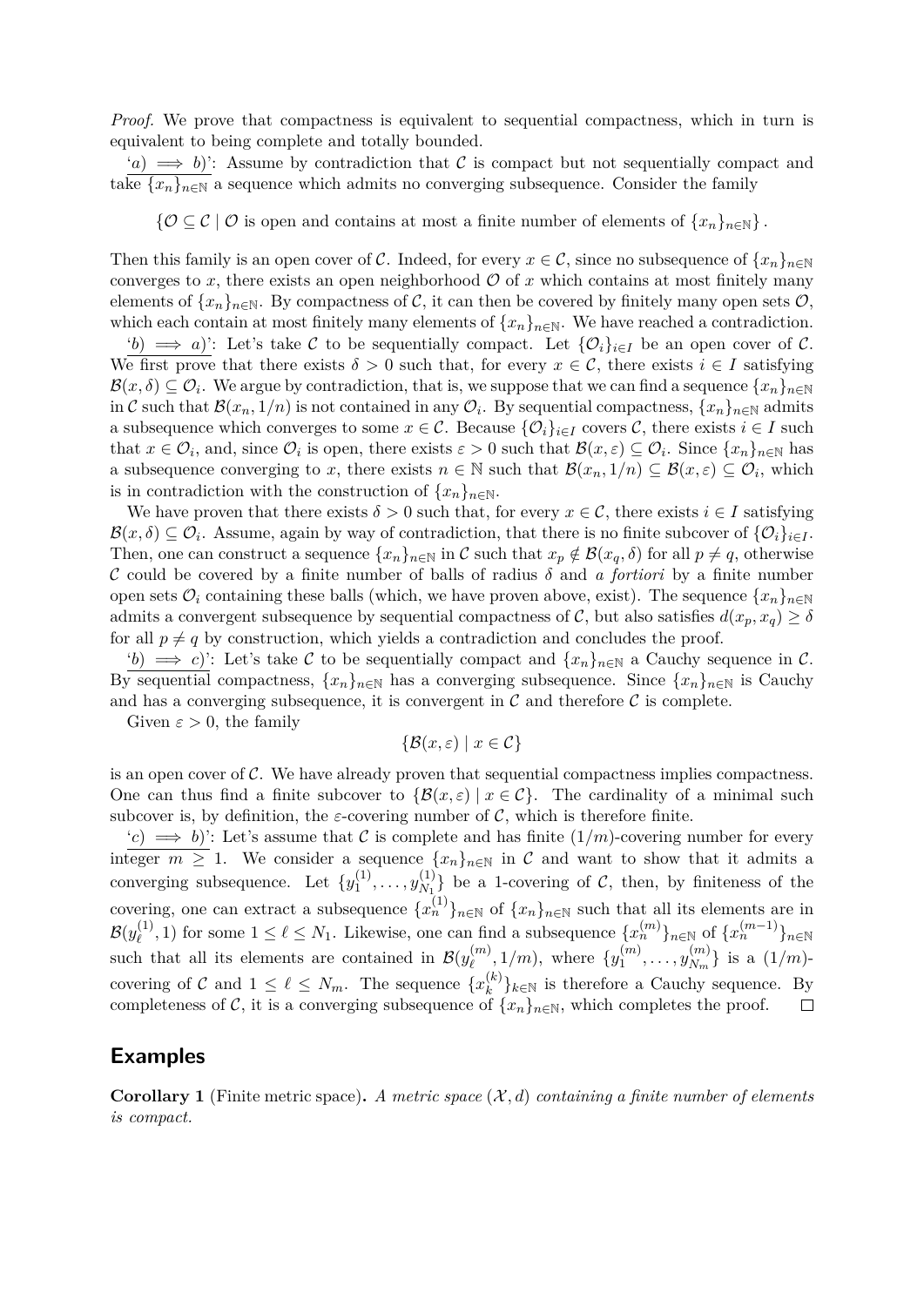*Proof.* We prove that compactness is equivalent to sequential compactness, which in turn is equivalent to being complete and totally bounded.

'$a) \implies b)$': Assume by contradiction that $\mathcal{C}$ is compact but not sequentially compact and take $\{x_n\}_{n\in\mathbb{N}}$ a sequence which admits no converging subsequence. Consider the family

$$\{\mathcal{O} \subseteq \mathcal{C} \mid \mathcal{O} \text{ is open and contains at most a finite number of elements of } \{x_n\}_{n\in\mathbb{N}}\}.$$

Then this family is an open cover of $\mathcal{C}$. Indeed, for every $x \in \mathcal{C}$, since no subsequence of $\{x_n\}_{n\in\mathbb{N}}$ converges to $x$, there exists an open neighborhood $\mathcal{O}$ of $x$ which contains at most finitely many elements of $\{x_n\}_{n\in\mathbb{N}}$. By compactness of $\mathcal{C}$, it can then be covered by finitely many open sets $\mathcal{O}$, which each contain at most finitely many elements of $\{x_n\}_{n\in\mathbb{N}}$. We have reached a contradiction.

'$b) \implies a)$': Let's take $\mathcal{C}$ to be sequentially compact. Let $\{\mathcal{O}_i\}_{i\in I}$ be an open cover of $\mathcal{C}$. We first prove that there exists $\delta > 0$ such that, for every $x \in \mathcal{C}$, there exists $i \in I$ satisfying $\mathcal{B}(x, \delta) \subseteq \mathcal{O}_i$. We argue by contradiction, that is, we suppose that we can find a sequence $\{x_n\}_{n\in\mathbb{N}}$ in $\mathcal{C}$ such that $\mathcal{B}(x_n, 1/n)$ is not contained in any $\mathcal{O}_i$. By sequential compactness, $\{x_n\}_{n\in\mathbb{N}}$ admits a subsequence which converges to some $x \in \mathcal{C}$. Because $\{\mathcal{O}_i\}_{i\in I}$ covers $\mathcal{C}$, there exists $i \in I$ such that $x \in \mathcal{O}_i$, and, since $\mathcal{O}_i$ is open, there exists $\varepsilon > 0$ such that $\mathcal{B}(x, \varepsilon) \subseteq \mathcal{O}_i$. Since $\{x_n\}_{n\in\mathbb{N}}$ has a subsequence converging to $x$, there exists $n \in \mathbb{N}$ such that $\mathcal{B}(x_n, 1/n) \subseteq \mathcal{B}(x, \varepsilon) \subseteq \mathcal{O}_i$, which is in contradiction with the construction of $\{x_n\}_{n\in\mathbb{N}}$.

We have proven that there exists $\delta > 0$ such that, for every $x \in \mathcal{C}$, there exists $i \in I$ satisfying $\mathcal{B}(x, \delta) \subseteq \mathcal{O}_i$. Assume, again by way of contradiction, that there is no finite subcover of $\{\mathcal{O}_i\}_{i\in I}$. Then, one can construct a sequence $\{x_n\}_{n\in\mathbb{N}}$ in $\mathcal{C}$ such that $x_p \notin \mathcal{B}(x_q, \delta)$ for all $p \neq q$, otherwise $\mathcal{C}$ could be covered by a finite number of balls of radius $\delta$ and *a fortiori* by a finite number open sets $\mathcal{O}_i$ containing these balls (which, we have proven above, exist). The sequence $\{x_n\}_{n\in\mathbb{N}}$ admits a convergent subsequence by sequential compactness of $\mathcal{C}$, but also satisfies $d(x_p, x_q) \geq \delta$ for all $p \neq q$ by construction, which yields a contradiction and concludes the proof.

'$b) \implies c)$': Let's take $\mathcal{C}$ to be sequentially compact and $\{x_n\}_{n\in\mathbb{N}}$ a Cauchy sequence in $\mathcal{C}$. By sequential compactness, $\{x_n\}_{n\in\mathbb{N}}$ has a converging subsequence. Since $\{x_n\}_{n\in\mathbb{N}}$ is Cauchy and has a converging subsequence, it is convergent in $\mathcal{C}$ and therefore $\mathcal{C}$ is complete.

Given $\varepsilon > 0$, the family

$$\{\mathcal{B}(x, \varepsilon) \mid x \in \mathcal{C}\}$$

is an open cover of $\mathcal{C}$. We have already proven that sequential compactness implies compactness. One can thus find a finite subcover to $\{\mathcal{B}(x, \varepsilon) \mid x \in \mathcal{C}\}$. The cardinality of a minimal such subcover is, by definition, the $\varepsilon$-covering number of $\mathcal{C}$, which is therefore finite.

'$c) \implies b)$': Let's assume that $\mathcal{C}$ is complete and has finite $(1/m)$-covering number for every integer $m \geq 1$. We consider a sequence $\{x_n\}_{n\in\mathbb{N}}$ in $\mathcal{C}$ and want to show that it admits a converging subsequence. Let $\{y_1^{(1)}, \ldots, y_{N_1}^{(1)}\}$ be a 1-covering of $\mathcal{C}$, then, by finiteness of the covering, one can extract a subsequence $\{x_n^{(1)}\}_{n\in\mathbb{N}}$ of $\{x_n\}_{n\in\mathbb{N}}$ such that all its elements are in $\mathcal{B}(y_\ell^{(1)}, 1)$ for some $1 \leq \ell \leq N_1$. Likewise, one can find a subsequence $\{x_n^{(m)}\}_{n\in\mathbb{N}}$ of $\{x_n^{(m-1)}\}_{n\in\mathbb{N}}$ such that all its elements are contained in $\mathcal{B}(y_\ell^{(m)}, 1/m)$, where $\{y_1^{(m)}, \ldots, y_{N_m}^{(m)}\}$ is a $(1/m)$-covering of $\mathcal{C}$ and $1 \leq \ell \leq N_m$. The sequence $\{x_k^{(k)}\}_{k\in\mathbb{N}}$ is therefore a Cauchy sequence. By completeness of $\mathcal{C}$, it is a converging subsequence of $\{x_n\}_{n\in\mathbb{N}}$, which completes the proof. $\square$

## Examples

**Corollary 1** (Finite metric space)**.** *A metric space $(\mathcal{X}, d)$ containing a finite number of elements is compact.*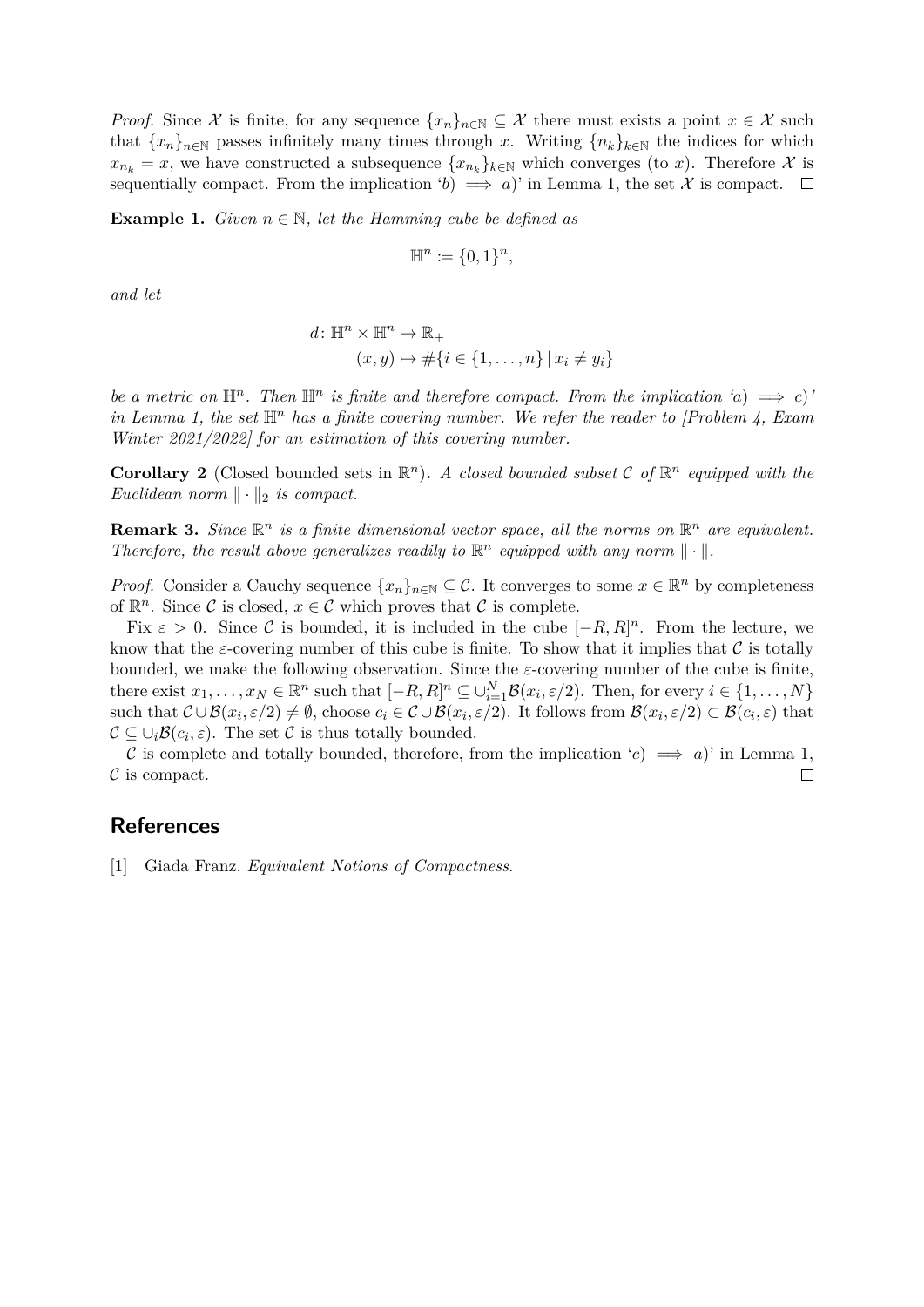*Proof.* Since $\mathcal{X}$ is finite, for any sequence $\{x_n\}_{n\in\mathbb{N}} \subseteq \mathcal{X}$ there must exists a point $x \in \mathcal{X}$ such that $\{x_n\}_{n\in\mathbb{N}}$ passes infinitely many times through $x$. Writing $\{n_k\}_{k\in\mathbb{N}}$ the indices for which $x_{n_k} = x$, we have constructed a subsequence $\{x_{n_k}\}_{k\in\mathbb{N}}$ which converges (to $x$). Therefore $\mathcal{X}$ is sequentially compact. From the implication '$b) \implies a)$' in Lemma 1, the set $\mathcal{X}$ is compact. □

**Example 1.** *Given $n \in \mathbb{N}$, let the Hamming cube be defined as*

$$\mathbb{H}^n \coloneqq \{0,1\}^n,$$

*and let*

$$\begin{aligned} d \colon \mathbb{H}^n \times \mathbb{H}^n &\to \mathbb{R}_+ \\ (x,y) &\mapsto \#\{i \in \{1,\dots,n\} \,|\, x_i \neq y_i\} \end{aligned}$$

*be a metric on $\mathbb{H}^n$. Then $\mathbb{H}^n$ is finite and therefore compact. From the implication '$a) \implies c)$' in Lemma 1, the set $\mathbb{H}^n$ has a finite covering number. We refer the reader to [Problem 4, Exam Winter 2021/2022] for an estimation of this covering number.*

**Corollary 2** (Closed bounded sets in $\mathbb{R}^n$)**.** *A closed bounded subset $\mathcal{C}$ of $\mathbb{R}^n$ equipped with the Euclidean norm $\|\cdot\|_2$ is compact.*

**Remark 3.** *Since $\mathbb{R}^n$ is a finite dimensional vector space, all the norms on $\mathbb{R}^n$ are equivalent. Therefore, the result above generalizes readily to $\mathbb{R}^n$ equipped with any norm $\|\cdot\|$.*

*Proof.* Consider a Cauchy sequence $\{x_n\}_{n\in\mathbb{N}} \subseteq \mathcal{C}$. It converges to some $x \in \mathbb{R}^n$ by completeness of $\mathbb{R}^n$. Since $\mathcal{C}$ is closed, $x \in \mathcal{C}$ which proves that $\mathcal{C}$ is complete.

Fix $\varepsilon > 0$. Since $\mathcal{C}$ is bounded, it is included in the cube $[-R,R]^n$. From the lecture, we know that the $\varepsilon$-covering number of this cube is finite. To show that it implies that $\mathcal{C}$ is totally bounded, we make the following observation. Since the $\varepsilon$-covering number of the cube is finite, there exist $x_1,\dots,x_N \in \mathbb{R}^n$ such that $[-R,R]^n \subseteq \cup_{i=1}^N \mathcal{B}(x_i, \varepsilon/2)$. Then, for every $i \in \{1,\dots,N\}$ such that $\mathcal{C} \cup \mathcal{B}(x_i,\varepsilon/2) \neq \emptyset$, choose $c_i \in \mathcal{C} \cup \mathcal{B}(x_i, \varepsilon/2)$. It follows from $\mathcal{B}(x_i,\varepsilon/2) \subset \mathcal{B}(c_i,\varepsilon)$ that $\mathcal{C} \subseteq \cup_i \mathcal{B}(c_i,\varepsilon)$. The set $\mathcal{C}$ is thus totally bounded.

$\mathcal{C}$ is complete and totally bounded, therefore, from the implication '$c) \implies a)$' in Lemma 1, $\mathcal{C}$ is compact. □

## References

[1] Giada Franz. *Equivalent Notions of Compactness.*